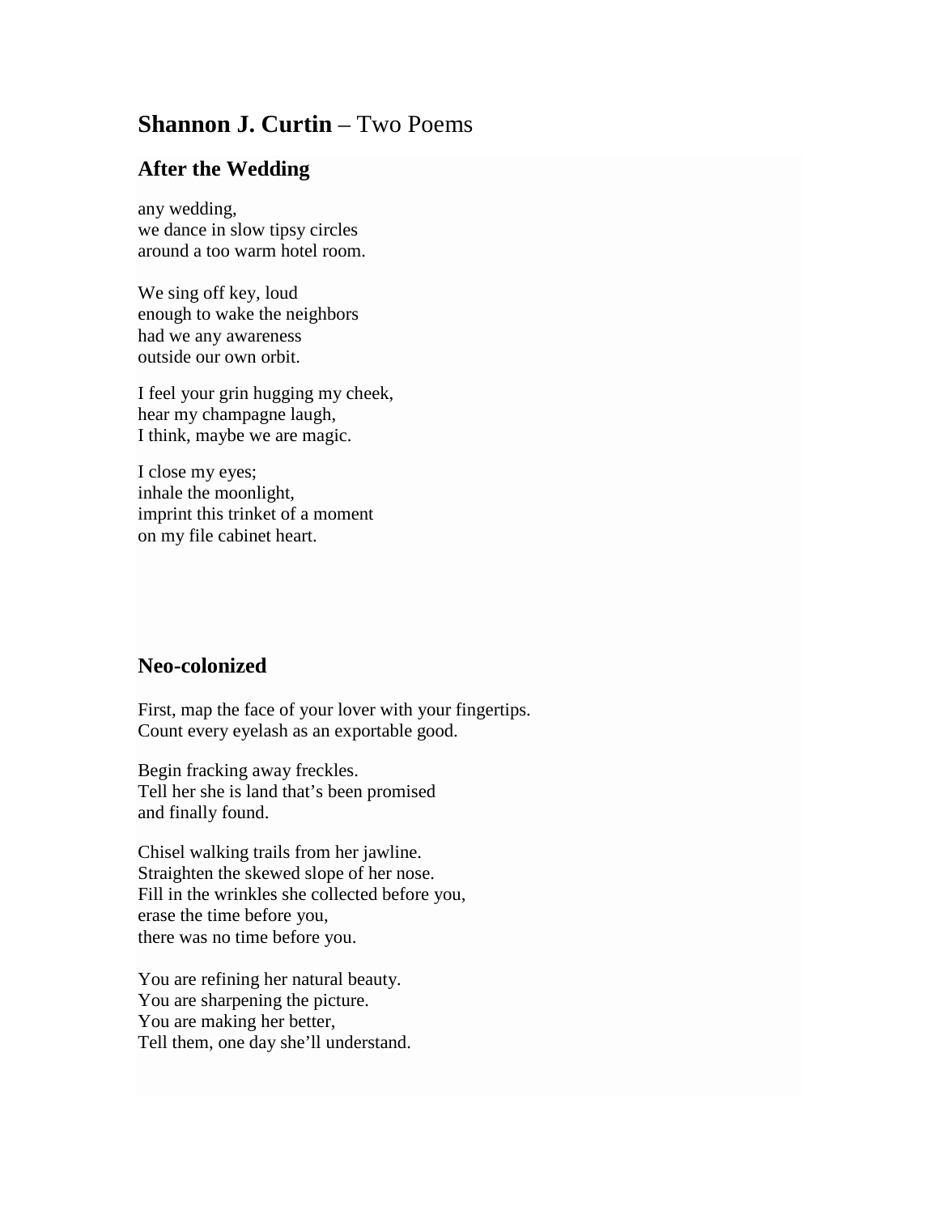# **Shannon J. Curtin** – Two Poems

## After the Wedding

any wedding,  
we dance in slow tipsy circles  
around a too warm hotel room.

We sing off key, loud  
enough to wake the neighbors  
had we any awareness  
outside our own orbit.

I feel your grin hugging my cheek,  
hear my champagne laugh,  
I think, maybe we are magic.

I close my eyes;  
inhale the moonlight,  
imprint this trinket of a moment  
on my file cabinet heart.

## Neo-colonized

First, map the face of your lover with your fingertips.  
Count every eyelash as an exportable good.

Begin fracking away freckles.  
Tell her she is land that's been promised  
and finally found.

Chisel walking trails from her jawline.  
Straighten the skewed slope of her nose.  
Fill in the wrinkles she collected before you,  
erase the time before you,  
there was no time before you.

You are refining her natural beauty.  
You are sharpening the picture.  
You are making her better,  
Tell them, one day she'll understand.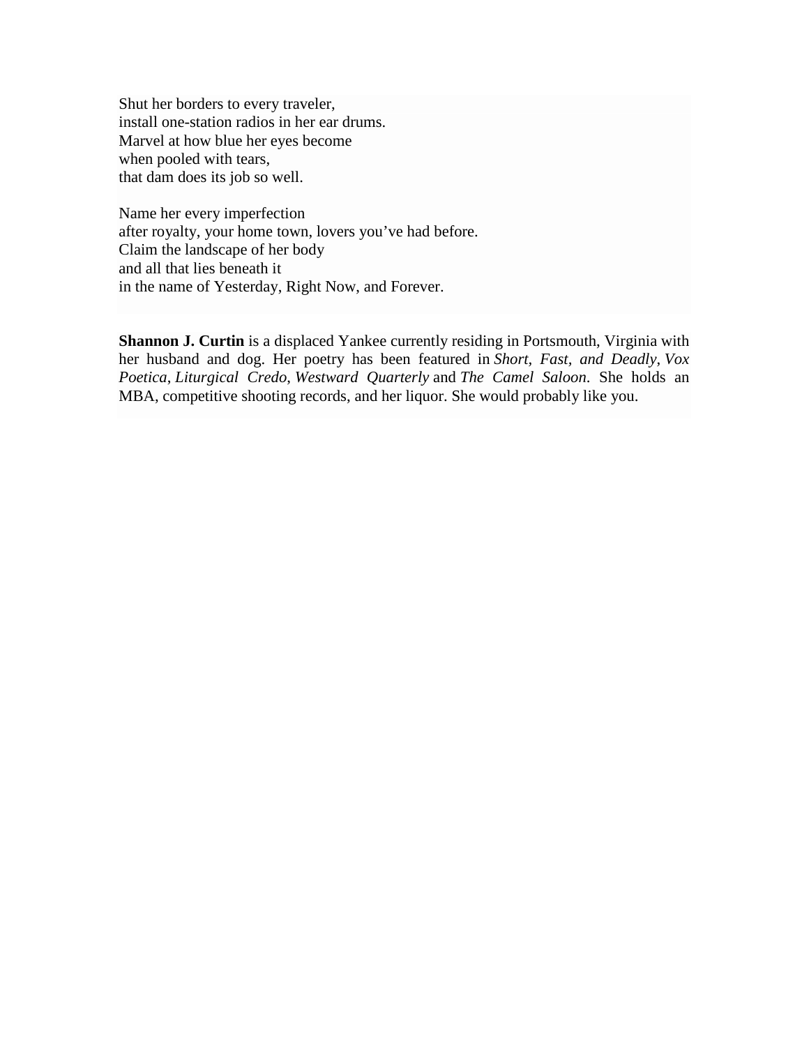Shut her borders to every traveler,  
install one-station radios in her ear drums.  
Marvel at how blue her eyes become  
when pooled with tears,  
that dam does its job so well.

Name her every imperfection  
after royalty, your home town, lovers you've had before.  
Claim the landscape of her body  
and all that lies beneath it  
in the name of Yesterday, Right Now, and Forever.

**Shannon J. Curtin** is a displaced Yankee currently residing in Portsmouth, Virginia with her husband and dog. Her poetry has been featured in *Short, Fast, and Deadly*, *Vox Poetica*, *Liturgical Credo*, *Westward Quarterly* and *The Camel Saloon*. She holds an MBA, competitive shooting records, and her liquor. She would probably like you.